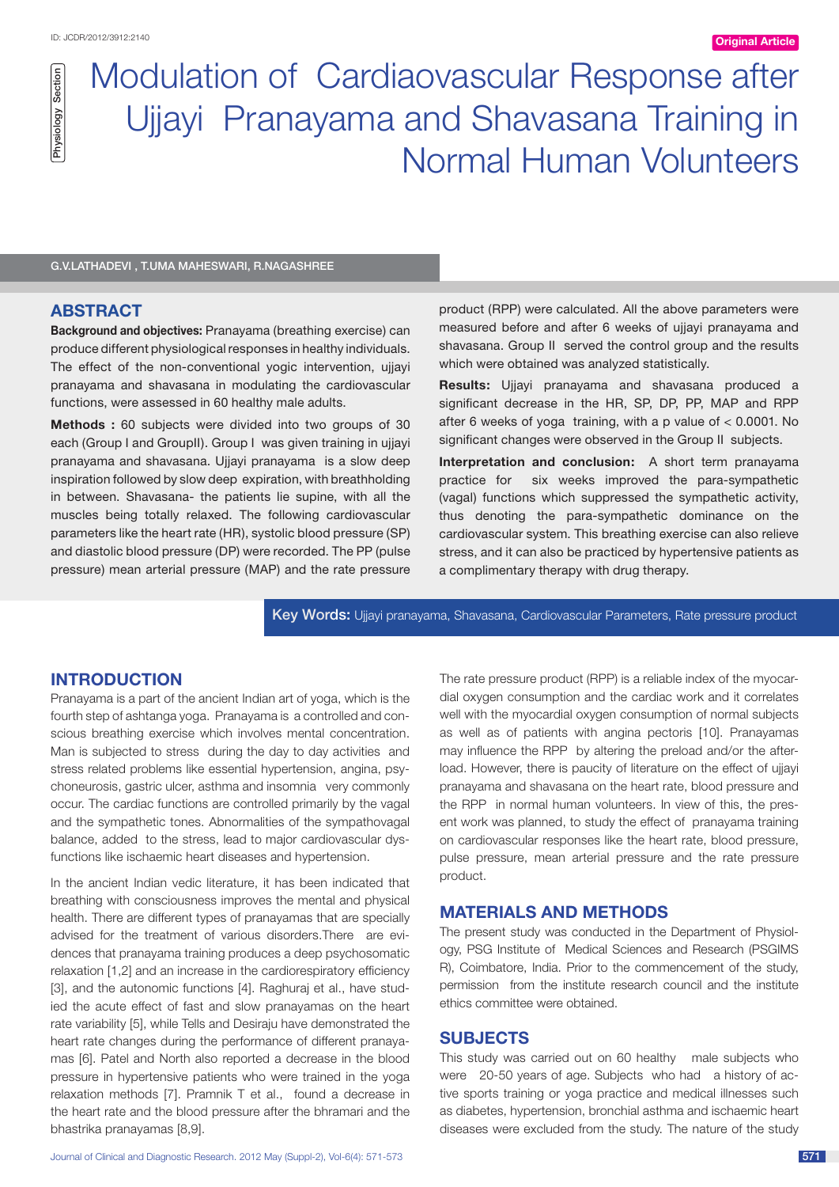# Modulation of Cardiaovascular Response after Ujjayi Pranayama and Shavasana Training in Normal Human Volunteers

G.V.LATHADEVI , T.UMA MAHESWARI, R.NAGASHREE

## ABSTRACT

**Background and objectives:** Pranayama (breathing exercise) can produce different physiological responses in healthy individuals. The effect of the non-conventional yogic intervention, ujjayi pranayama and shavasana in modulating the cardiovascular functions, were assessed in 60 healthy male adults.

**Methods :** 60 subjects were divided into two groups of 30 each (Group I and GroupII). Group I was given training in ujjayi pranayama and shavasana. Ujjayi pranayama is a slow deep inspiration followed by slow deep expiration, with breathholding in between. Shavasana- the patients lie supine, with all the muscles being totally relaxed. The following cardiovascular parameters like the heart rate (HR), systolic blood pressure (SP) and diastolic blood pressure (DP) were recorded. The PP (pulse pressure) mean arterial pressure (MAP) and the rate pressure product (RPP) were calculated. All the above parameters were measured before and after 6 weeks of ujjayi pranayama and shavasana. Group II served the control group and the results which were obtained was analyzed statistically.

**Results:** Ujjayi pranayama and shavasana produced a significant decrease in the HR, SP, DP, PP, MAP and RPP after 6 weeks of yoga training, with a p value of $< 0.0001$. No significant changes were observed in the Group II subjects.

**Interpretation and conclusion:** A short term pranayama practice for six weeks improved the para-sympathetic (vagal) functions which suppressed the sympathetic activity, thus denoting the para-sympathetic dominance on the cardiovascular system. This breathing exercise can also relieve stress, and it can also be practiced by hypertensive patients as a complimentary therapy with drug therapy.

**Key Words:** Ujjayi pranayama, Shavasana, Cardiovascular Parameters, Rate pressure product

## INTRODUCTION

Pranayama is a part of the ancient Indian art of yoga, which is the fourth step of ashtanga yoga. Pranayama is a controlled and conscious breathing exercise which involves mental concentration. Man is subjected to stress during the day to day activities and stress related problems like essential hypertension, angina, psychoneurosis, gastric ulcer, asthma and insomnia very commonly occur. The cardiac functions are controlled primarily by the vagal and the sympathetic tones. Abnormalities of the sympathovagal balance, added to the stress, lead to major cardiovascular dysfunctions like ischaemic heart diseases and hypertension.

In the ancient Indian vedic literature, it has been indicated that breathing with consciousness improves the mental and physical health. There are different types of pranayamas that are specially advised for the treatment of various disorders.There are evidences that pranayama training produces a deep psychosomatic relaxation [1,2] and an increase in the cardiorespiratory efficiency [3], and the autonomic functions [4]. Raghuraj et al., have studied the acute effect of fast and slow pranayamas on the heart rate variability [5], while Tells and Desiraju have demonstrated the heart rate changes during the performance of different pranayamas [6]. Patel and North also reported a decrease in the blood pressure in hypertensive patients who were trained in the yoga relaxation methods [7]. Pramnik T et al., found a decrease in the heart rate and the blood pressure after the bhramari and the bhastrika pranayamas [8,9].

The rate pressure product (RPP) is a reliable index of the myocardial oxygen consumption and the cardiac work and it correlates well with the myocardial oxygen consumption of normal subjects as well as of patients with angina pectoris [10]. Pranayamas may influence the RPP by altering the preload and/or the afterload. However, there is paucity of literature on the effect of ujjayi pranayama and shavasana on the heart rate, blood pressure and the RPP in normal human volunteers. In view of this, the present work was planned, to study the effect of pranayama training on cardiovascular responses like the heart rate, blood pressure, pulse pressure, mean arterial pressure and the rate pressure product.

## MATERIALS AND METHODS

The present study was conducted in the Department of Physiology, PSG Institute of Medical Sciences and Research (PSGIMS R), Coimbatore, India. Prior to the commencement of the study, permission from the institute research council and the institute ethics committee were obtained.

## SUBJECTS

This study was carried out on 60 healthy male subjects who were 20-50 years of age. Subjects who had a history of active sports training or yoga practice and medical illnesses such as diabetes, hypertension, bronchial asthma and ischaemic heart diseases were excluded from the study. The nature of the study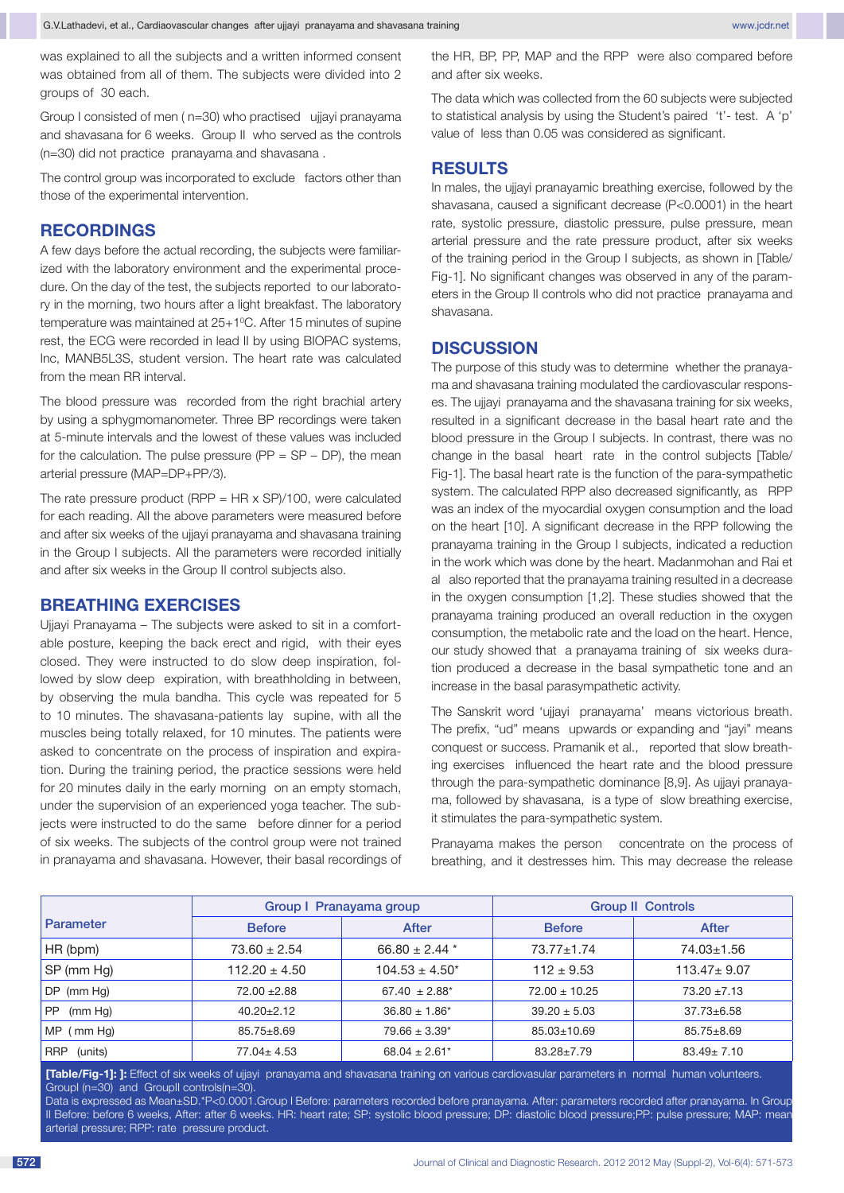was explained to all the subjects and a written informed consent was obtained from all of them. The subjects were divided into 2 groups of 30 each.

Group I consisted of men ( n=30) who practised ujjayi pranayama and shavasana for 6 weeks. Group II who served as the controls (n=30) did not practice pranayama and shavasana .

The control group was incorporated to exclude factors other than those of the experimental intervention.

## RECORDINGS

A few days before the actual recording, the subjects were familiarized with the laboratory environment and the experimental procedure. On the day of the test, the subjects reported to our laboratory in the morning, two hours after a light breakfast. The laboratory temperature was maintained at 25+1°C. After 15 minutes of supine rest, the ECG were recorded in lead II by using BIOPAC systems, Inc, MANB5L3S, student version. The heart rate was calculated from the mean RR interval.

The blood pressure was recorded from the right brachial artery by using a sphygmomanometer. Three BP recordings were taken at 5-minute intervals and the lowest of these values was included for the calculation. The pulse pressure (PP = SP – DP), the mean arterial pressure (MAP=DP+PP/3).

The rate pressure product (RPP = HR x SP)/100, were calculated for each reading. All the above parameters were measured before and after six weeks of the ujjayi pranayama and shavasana training in the Group I subjects. All the parameters were recorded initially and after six weeks in the Group II control subjects also.

## BREATHING EXERCISES

Ujjayi Pranayama – The subjects were asked to sit in a comfortable posture, keeping the back erect and rigid, with their eyes closed. They were instructed to do slow deep inspiration, followed by slow deep expiration, with breathholding in between, by observing the mula bandha. This cycle was repeated for 5 to 10 minutes. The shavasana-patients lay supine, with all the muscles being totally relaxed, for 10 minutes. The patients were asked to concentrate on the process of inspiration and expiration. During the training period, the practice sessions were held for 20 minutes daily in the early morning on an empty stomach, under the supervision of an experienced yoga teacher. The subjects were instructed to do the same before dinner for a period of six weeks. The subjects of the control group were not trained in pranayama and shavasana. However, their basal recordings of the HR, BP, PP, MAP and the RPP were also compared before and after six weeks.

The data which was collected from the 60 subjects were subjected to statistical analysis by using the Student's paired 't'- test. A 'p' value of less than 0.05 was considered as significant.

## RESULTS

In males, the ujjayi pranayamic breathing exercise, followed by the shavasana, caused a significant decrease (P<0.0001) in the heart rate, systolic pressure, diastolic pressure, pulse pressure, mean arterial pressure and the rate pressure product, after six weeks of the training period in the Group I subjects, as shown in [Table/Fig-1]. No significant changes was observed in any of the parameters in the Group II controls who did not practice pranayama and shavasana.

## DISCUSSION

The purpose of this study was to determine whether the pranayama and shavasana training modulated the cardiovascular responses. The ujjayi pranayama and the shavasana training for six weeks, resulted in a significant decrease in the basal heart rate and the blood pressure in the Group I subjects. In contrast, there was no change in the basal heart rate in the control subjects [Table/Fig-1]. The basal heart rate is the function of the para-sympathetic system. The calculated RPP also decreased significantly, as RPP was an index of the myocardial oxygen consumption and the load on the heart [10]. A significant decrease in the RPP following the pranayama training in the Group I subjects, indicated a reduction in the work which was done by the heart. Madanmohan and Rai et al also reported that the pranayama training resulted in a decrease in the oxygen consumption [1,2]. These studies showed that the pranayama training produced an overall reduction in the oxygen consumption, the metabolic rate and the load on the heart. Hence, our study showed that a pranayama training of six weeks duration produced a decrease in the basal sympathetic tone and an increase in the basal parasympathetic activity.

The Sanskrit word 'ujjayi pranayama' means victorious breath. The prefix, "ud" means upwards or expanding and "jayi" means conquest or success. Pramanik et al., reported that slow breathing exercises influenced the heart rate and the blood pressure through the para-sympathetic dominance [8,9]. As ujjayi pranayama, followed by shavasana, is a type of slow breathing exercise, it stimulates the para-sympathetic system.

Pranayama makes the person concentrate on the process of breathing, and it destresses him. This may decrease the release

| Parameter | Group I Pranayama group | | Group II Controls | |
|---|---|---|---|---|
| | Before | After | Before | After |
| HR (bpm) | 73.60 ± 2.54 | 66.80 ± 2.44 * | 73.77±1.74 | 74.03±1.56 |
| SP (mm Hg) | 112.20 ± 4.50 | 104.53 ± 4.50* | 112 ± 9.53 | 113.47± 9.07 |
| DP (mm Hg) | 72.00 ±2.88 | 67.40 ± 2.88* | 72.00 ± 10.25 | 73.20 ±7.13 |
| PP (mm Hg) | 40.20±2.12 | 36.80 ± 1.86* | 39.20 ± 5.03 | 37.73±6.58 |
| MP ( mm Hg) | 85.75±8.69 | 79.66 ± 3.39* | 85.03±10.69 | 85.75±8.69 |
| RRP (units) | 77.04± 4.53 | 68.04 ± 2.61* | 83.28±7.79 | 83.49± 7.10 |

**[Table/Fig-1]: ]:** Effect of six weeks of ujjayi pranayama and shavasana training on various cardiovasular parameters in normal human volunteers. GroupI (n=30) and GroupII controls(n=30).
Data is expressed as Mean±SD.*P<0.0001.Group I Before: parameters recorded before pranayama. After: parameters recorded after pranayama. In Group II Before: before 6 weeks, After: after 6 weeks. HR: heart rate; SP: systolic blood pressure; DP: diastolic blood pressure;PP: pulse pressure; MAP: mean arterial pressure; RPP: rate pressure product.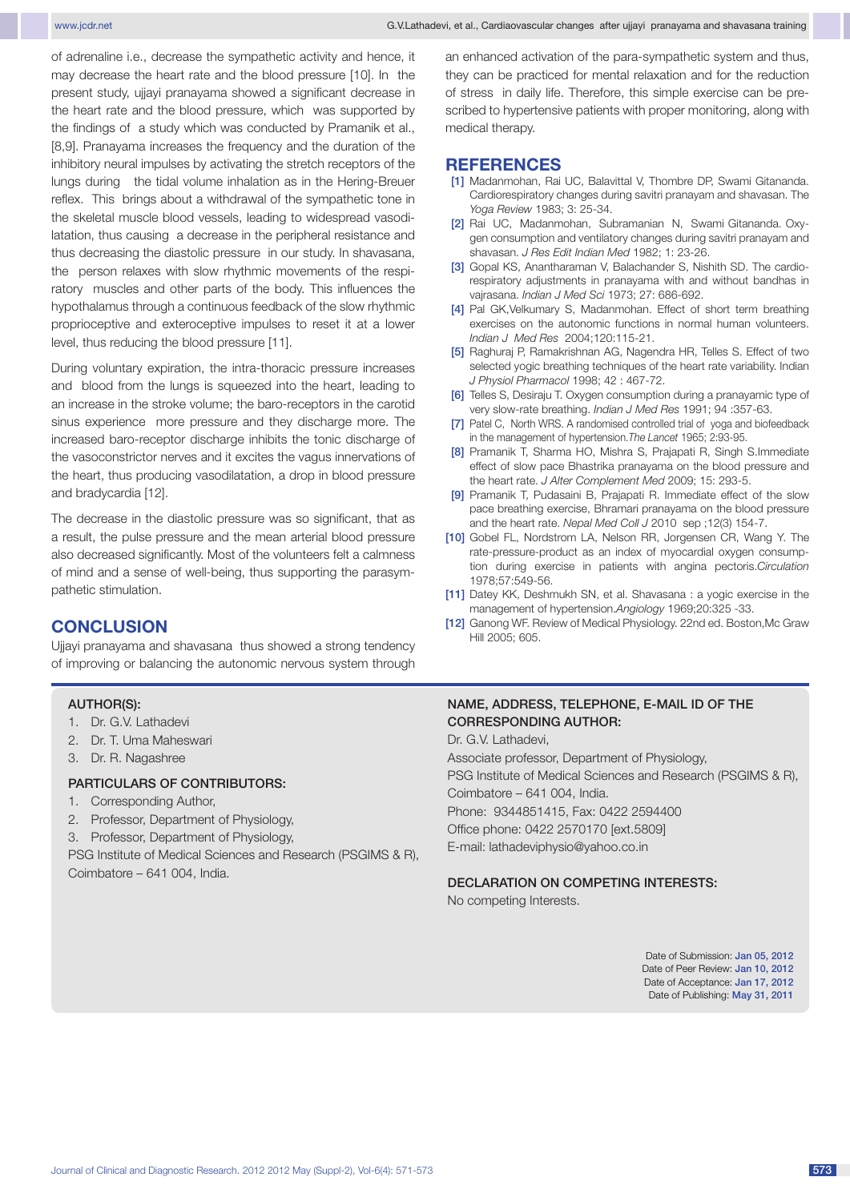of adrenaline i.e., decrease the sympathetic activity and hence, it may decrease the heart rate and the blood pressure [10]. In the present study, ujjayi pranayama showed a significant decrease in the heart rate and the blood pressure, which was supported by the findings of a study which was conducted by Pramanik et al., [8,9]. Pranayama increases the frequency and the duration of the inhibitory neural impulses by activating the stretch receptors of the lungs during the tidal volume inhalation as in the Hering-Breuer reflex. This brings about a withdrawal of the sympathetic tone in the skeletal muscle blood vessels, leading to widespread vasodilatation, thus causing a decrease in the peripheral resistance and thus decreasing the diastolic pressure in our study. In shavasana, the person relaxes with slow rhythmic movements of the respiratory muscles and other parts of the body. This influences the hypothalamus through a continuous feedback of the slow rhythmic proprioceptive and exteroceptive impulses to reset it at a lower level, thus reducing the blood pressure [11].

During voluntary expiration, the intra-thoracic pressure increases and blood from the lungs is squeezed into the heart, leading to an increase in the stroke volume; the baro-receptors in the carotid sinus experience more pressure and they discharge more. The increased baro-receptor discharge inhibits the tonic discharge of the vasoconstrictor nerves and it excites the vagus innervations of the heart, thus producing vasodilatation, a drop in blood pressure and bradycardia [12].

The decrease in the diastolic pressure was so significant, that as a result, the pulse pressure and the mean arterial blood pressure also decreased significantly. Most of the volunteers felt a calmness of mind and a sense of well-being, thus supporting the parasympathetic stimulation.

## CONCLUSION

Ujjayi pranayama and shavasana thus showed a strong tendency of improving or balancing the autonomic nervous system through an enhanced activation of the para-sympathetic system and thus, they can be practiced for mental relaxation and for the reduction of stress in daily life. Therefore, this simple exercise can be prescribed to hypertensive patients with proper monitoring, along with medical therapy.

## REFERENCES

[1] Madanmohan, Rai UC, Balavittal V, Thombre DP, Swami Gitananda. Cardiorespiratory changes during savitri pranayam and shavasan. The *Yoga Review* 1983; 3: 25-34.

[2] Rai UC, Madanmohan, Subramanian N, Swami Gitananda. Oxygen consumption and ventilatory changes during savitri pranayam and shavasan. *J Res Edit Indian Med* 1982; 1: 23-26.

[3] Gopal KS, Anantharaman V, Balachander S, Nishith SD. The cardiorespiratory adjustments in pranayama with and without bandhas in vajrasana. *Indian J Med Sci* 1973; 27: 686-692.

[4] Pal GK,Velkumary S, Madanmohan. Effect of short term breathing exercises on the autonomic functions in normal human volunteers. *Indian J Med Res* 2004;120:115-21.

[5] Raghuraj P, Ramakrishnan AG, Nagendra HR, Telles S. Effect of two selected yogic breathing techniques of the heart rate variability. *Indian J Physiol Pharmacol* 1998; 42 : 467-72.

[6] Telles S, Desiraju T. Oxygen consumption during a pranayamic type of very slow-rate breathing. *Indian J Med Res* 1991; 94 :357-63.

[7] Patel C, North WRS. A randomised controlled trial of yoga and biofeedback in the management of hypertension.*The Lancet* 1965; 2:93-95.

[8] Pramanik T, Sharma HO, Mishra S, Prajapati R, Singh S.Immediate effect of slow pace Bhastrika pranayama on the blood pressure and the heart rate. *J Alter Complement Med* 2009; 15: 293-5.

[9] Pramanik T, Pudasaini B, Prajapati R. Immediate effect of the slow pace breathing exercise, Bhramari pranayama on the blood pressure and the heart rate. *Nepal Med Coll J* 2010 sep ;12(3) 154-7.

[10] Gobel FL, Nordstrom LA, Nelson RR, Jorgensen CR, Wang Y. The rate-pressure-product as an index of myocardial oxygen consumption during exercise in patients with angina pectoris.*Circulation* 1978;57:549-56.

[11] Datey KK, Deshmukh SN, et al. Shavasana : a yogic exercise in the management of hypertension.*Angiology* 1969;20:325 -33.

[12] Ganong WF. Review of Medical Physiology. 22nd ed. Boston,Mc Graw Hill 2005; 605.

**AUTHOR(S):**

1. Dr. G.V. Lathadevi
2. Dr. T. Uma Maheswari
3. Dr. R. Nagashree

**PARTICULARS OF CONTRIBUTORS:**

1. Corresponding Author,
2. Professor, Department of Physiology,
3. Professor, Department of Physiology,

PSG Institute of Medical Sciences and Research (PSGIMS & R), Coimbatore – 641 004, India.

**NAME, ADDRESS, TELEPHONE, E-MAIL ID OF THE CORRESPONDING AUTHOR:**

Dr. G.V. Lathadevi,
Associate professor, Department of Physiology,
PSG Institute of Medical Sciences and Research (PSGIMS & R), Coimbatore – 641 004, India.
Phone: 9344851415, Fax: 0422 2594400
Office phone: 0422 2570170 [ext.5809]
E-mail: lathadeviphysio@yahoo.co.in

**DECLARATION ON COMPETING INTERESTS:**

No competing Interests.

Date of Submission: Jan 05, 2012
Date of Peer Review: Jan 10, 2012
Date of Acceptance: Jan 17, 2012
Date of Publishing: May 31, 2011